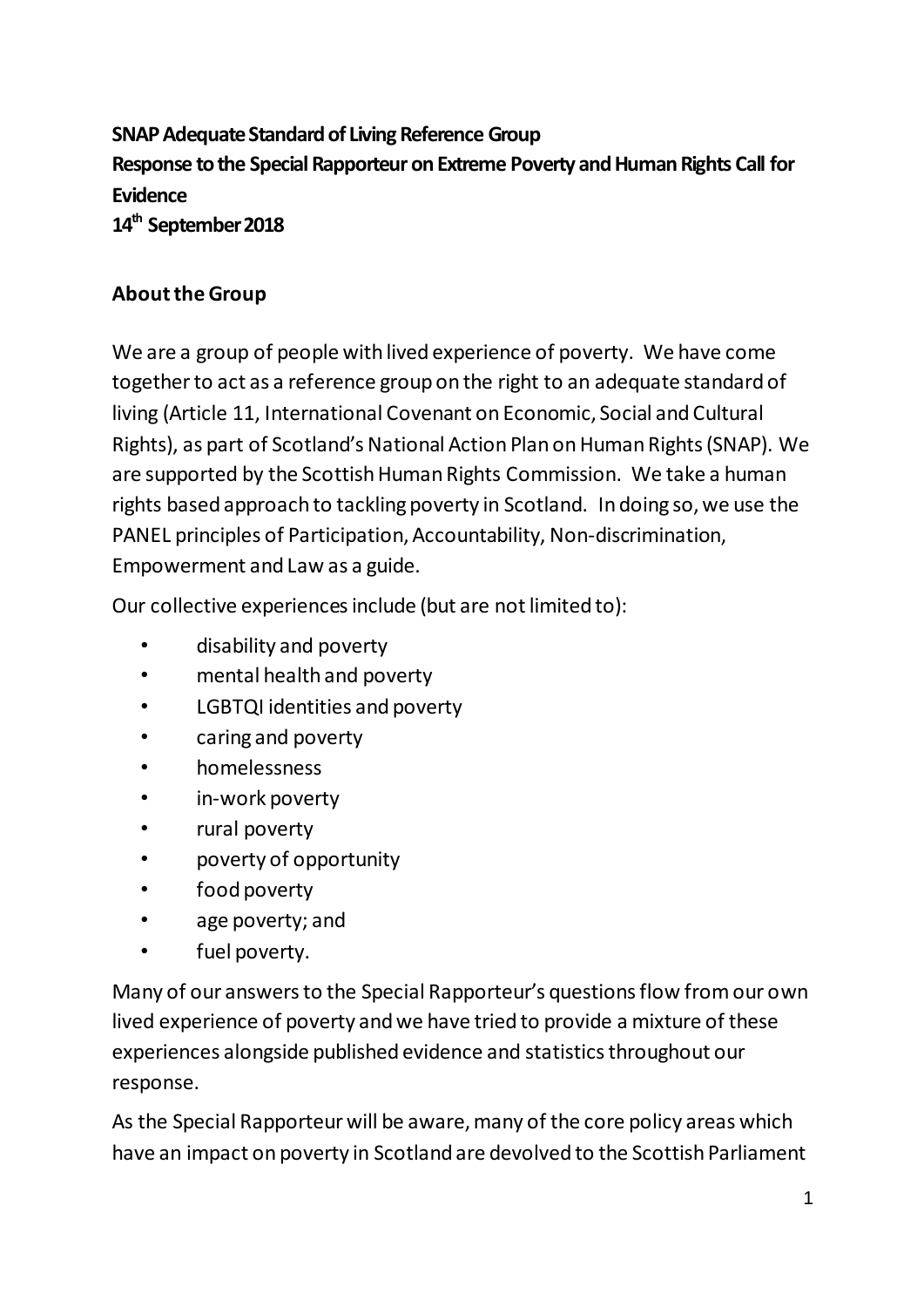**SNAP Adequate Standard of Living Reference Group**
**Response to the Special Rapporteur on Extreme Poverty and Human Rights Call for Evidence**
**14th September 2018**

## About the Group

We are a group of people with lived experience of poverty. We have come together to act as a reference group on the right to an adequate standard of living (Article 11, International Covenant on Economic, Social and Cultural Rights), as part of Scotland's National Action Plan on Human Rights (SNAP). We are supported by the Scottish Human Rights Commission. We take a human rights based approach to tackling poverty in Scotland. In doing so, we use the PANEL principles of Participation, Accountability, Non-discrimination, Empowerment and Law as a guide.

Our collective experiences include (but are not limited to):

- disability and poverty
- mental health and poverty
- LGBTQI identities and poverty
- caring and poverty
- homelessness
- in-work poverty
- rural poverty
- poverty of opportunity
- food poverty
- age poverty; and
- fuel poverty.

Many of our answers to the Special Rapporteur's questions flow from our own lived experience of poverty and we have tried to provide a mixture of these experiences alongside published evidence and statistics throughout our response.

As the Special Rapporteur will be aware, many of the core policy areas which have an impact on poverty in Scotland are devolved to the Scottish Parliament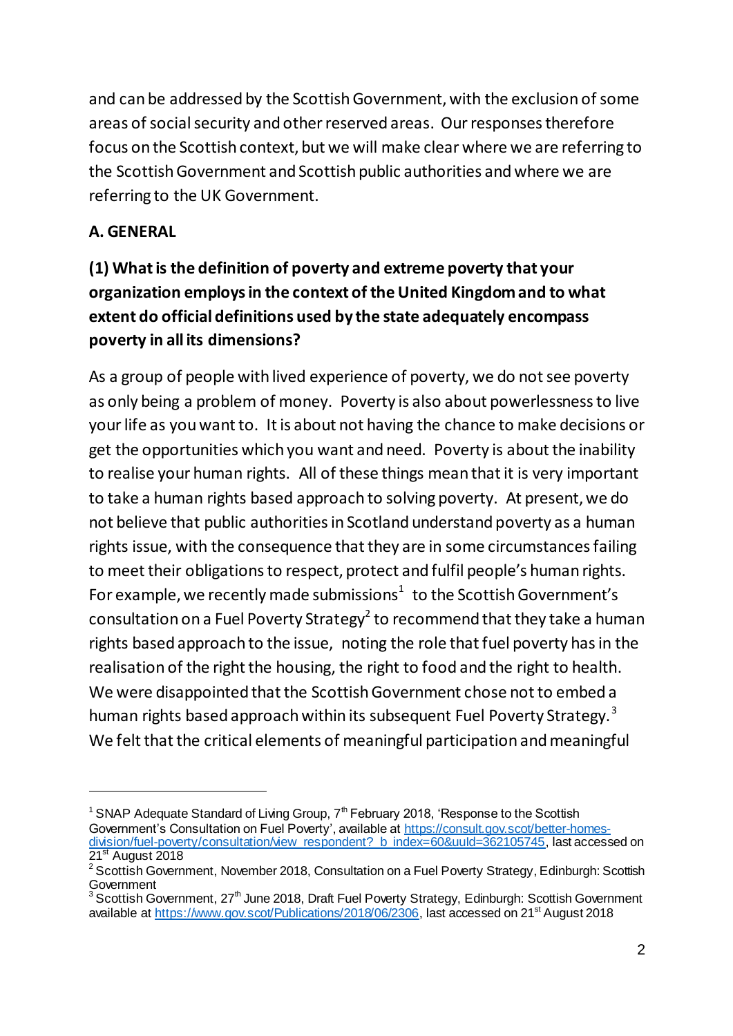and can be addressed by the Scottish Government, with the exclusion of some areas of social security and other reserved areas. Our responses therefore focus on the Scottish context, but we will make clear where we are referring to the Scottish Government and Scottish public authorities and where we are referring to the UK Government.

## A. GENERAL

### (1) What is the definition of poverty and extreme poverty that your organization employs in the context of the United Kingdom and to what extent do official definitions used by the state adequately encompass poverty in all its dimensions?

As a group of people with lived experience of poverty, we do not see poverty as only being a problem of money. Poverty is also about powerlessness to live your life as you want to. It is about not having the chance to make decisions or get the opportunities which you want and need. Poverty is about the inability to realise your human rights. All of these things mean that it is very important to take a human rights based approach to solving poverty. At present, we do not believe that public authorities in Scotland understand poverty as a human rights issue, with the consequence that they are in some circumstances failing to meet their obligations to respect, protect and fulfil people's human rights. For example, we recently made submissions[1] to the Scottish Government's consultation on a Fuel Poverty Strategy[2] to recommend that they take a human rights based approach to the issue, noting the role that fuel poverty has in the realisation of the right the housing, the right to food and the right to health. We were disappointed that the Scottish Government chose not to embed a human rights based approach within its subsequent Fuel Poverty Strategy.[3] We felt that the critical elements of meaningful participation and meaningful

---

[1] SNAP Adequate Standard of Living Group, 7th February 2018, 'Response to the Scottish Government's Consultation on Fuel Poverty', available at https://consult.gov.scot/better-homes-division/fuel-poverty/consultation/view_respondent?_b_index=60&uuId=362105745, last accessed on 21st August 2018

[2] Scottish Government, November 2018, Consultation on a Fuel Poverty Strategy, Edinburgh: Scottish Government

[3] Scottish Government, 27th June 2018, Draft Fuel Poverty Strategy, Edinburgh: Scottish Government available at https://www.gov.scot/Publications/2018/06/2306, last accessed on 21st August 2018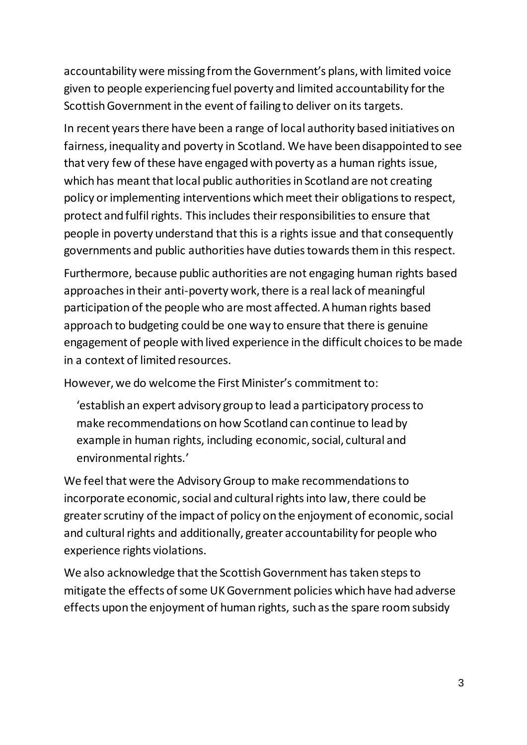accountability were missing from the Government's plans, with limited voice given to people experiencing fuel poverty and limited accountability for the Scottish Government in the event of failing to deliver on its targets.

In recent years there have been a range of local authority based initiatives on fairness, inequality and poverty in Scotland. We have been disappointed to see that very few of these have engaged with poverty as a human rights issue, which has meant that local public authorities in Scotland are not creating policy or implementing interventions which meet their obligations to respect, protect and fulfil rights. This includes their responsibilities to ensure that people in poverty understand that this is a rights issue and that consequently governments and public authorities have duties towards them in this respect.

Furthermore, because public authorities are not engaging human rights based approaches in their anti-poverty work, there is a real lack of meaningful participation of the people who are most affected. A human rights based approach to budgeting could be one way to ensure that there is genuine engagement of people with lived experience in the difficult choices to be made in a context of limited resources.

However, we do welcome the First Minister's commitment to:

> 'establish an expert advisory group to lead a participatory process to make recommendations on how Scotland can continue to lead by example in human rights, including economic, social, cultural and environmental rights.'

We feel that were the Advisory Group to make recommendations to incorporate economic, social and cultural rights into law, there could be greater scrutiny of the impact of policy on the enjoyment of economic, social and cultural rights and additionally, greater accountability for people who experience rights violations.

We also acknowledge that the Scottish Government has taken steps to mitigate the effects of some UK Government policies which have had adverse effects upon the enjoyment of human rights, such as the spare room subsidy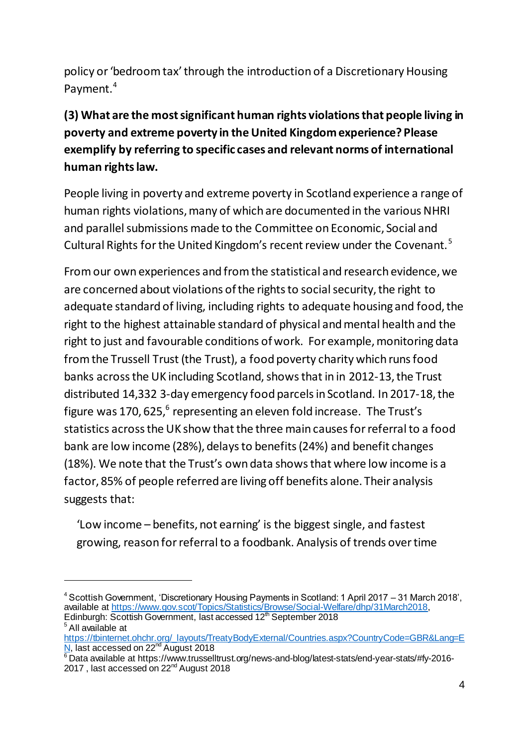policy or 'bedroom tax' through the introduction of a Discretionary Housing Payment.[4]

**(3) What are the most significant human rights violations that people living in poverty and extreme poverty in the United Kingdom experience? Please exemplify by referring to specific cases and relevant norms of international human rights law.**

People living in poverty and extreme poverty in Scotland experience a range of human rights violations, many of which are documented in the various NHRI and parallel submissions made to the Committee on Economic, Social and Cultural Rights for the United Kingdom's recent review under the Covenant.[5]

From our own experiences and from the statistical and research evidence, we are concerned about violations of the rights to social security, the right to adequate standard of living, including rights to adequate housing and food, the right to the highest attainable standard of physical and mental health and the right to just and favourable conditions of work. For example, monitoring data from the Trussell Trust (the Trust), a food poverty charity which runs food banks across the UK including Scotland, shows that in in 2012-13, the Trust distributed 14,332 3-day emergency food parcels in Scotland. In 2017-18, the figure was 170, 625,[6] representing an eleven fold increase. The Trust's statistics across the UK show that the three main causes for referral to a food bank are low income (28%), delays to benefits (24%) and benefit changes (18%). We note that the Trust's own data shows that where low income is a factor, 85% of people referred are living off benefits alone. Their analysis suggests that:

> 'Low income – benefits, not earning' is the biggest single, and fastest growing, reason for referral to a foodbank. Analysis of trends over time

---

[4] Scottish Government, 'Discretionary Housing Payments in Scotland: 1 April 2017 – 31 March 2018', available at https://www.gov.scot/Topics/Statistics/Browse/Social-Welfare/dhp/31March2018, Edinburgh: Scottish Government, last accessed 12th September 2018

[5] All available at https://tbinternet.ohchr.org/_layouts/TreatyBodyExternal/Countries.aspx?CountryCode=GBR&Lang=EN, last accessed on 22nd August 2018

[6] Data available at https://www.trusselltrust.org/news-and-blog/latest-stats/end-year-stats/#fy-2016-2017 , last accessed on 22nd August 2018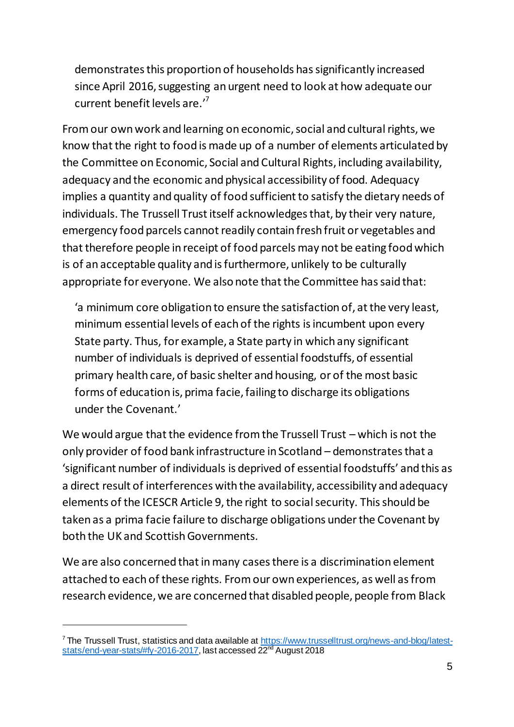> demonstrates this proportion of households has significantly increased since April 2016, suggesting an urgent need to look at how adequate our current benefit levels are.'[7]

From our own work and learning on economic, social and cultural rights, we know that the right to food is made up of a number of elements articulated by the Committee on Economic, Social and Cultural Rights, including availability, adequacy and the economic and physical accessibility of food. Adequacy implies a quantity and quality of food sufficient to satisfy the dietary needs of individuals. The Trussell Trust itself acknowledges that, by their very nature, emergency food parcels cannot readily contain fresh fruit or vegetables and that therefore people in receipt of food parcels may not be eating food which is of an acceptable quality and is furthermore, unlikely to be culturally appropriate for everyone. We also note that the Committee has said that:

> 'a minimum core obligation to ensure the satisfaction of, at the very least, minimum essential levels of each of the rights is incumbent upon every State party. Thus, for example, a State party in which any significant number of individuals is deprived of essential foodstuffs, of essential primary health care, of basic shelter and housing, or of the most basic forms of education is, prima facie, failing to discharge its obligations under the Covenant.'

We would argue that the evidence from the Trussell Trust – which is not the only provider of food bank infrastructure in Scotland – demonstrates that a 'significant number of individuals is deprived of essential foodstuffs' and this as a direct result of interferences with the availability, accessibility and adequacy elements of the ICESCR Article 9, the right to social security. This should be taken as a prima facie failure to discharge obligations under the Covenant by both the UK and Scottish Governments.

We are also concerned that in many cases there is a discrimination element attached to each of these rights. From our own experiences, as well as from research evidence, we are concerned that disabled people, people from Black

---

[7] The Trussell Trust, statistics and data available at https://www.trusselltrust.org/news-and-blog/latest-stats/end-year-stats/#fy-2016-2017, last accessed 22nd August 2018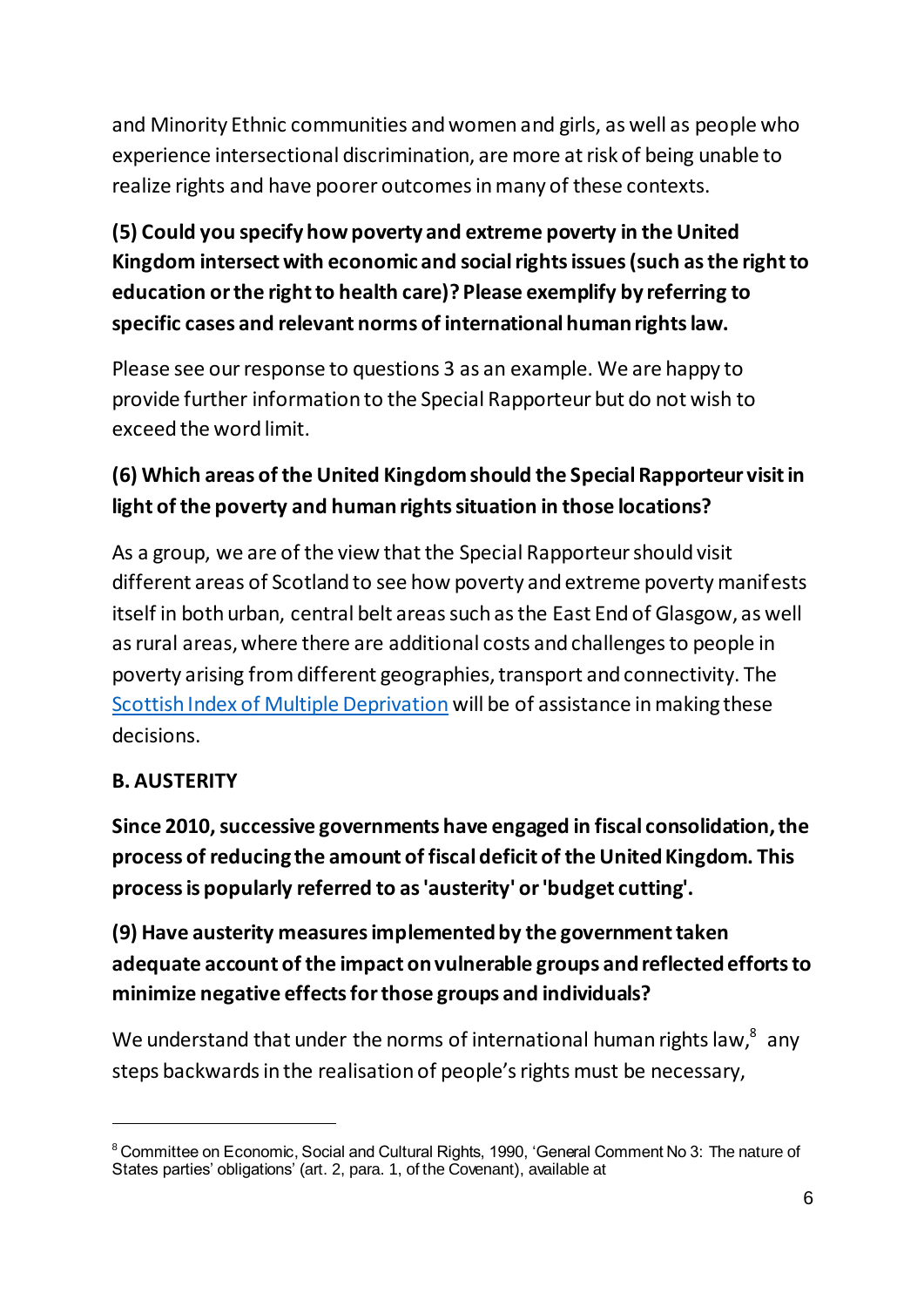and Minority Ethnic communities and women and girls, as well as people who experience intersectional discrimination, are more at risk of being unable to realize rights and have poorer outcomes in many of these contexts.

**(5) Could you specify how poverty and extreme poverty in the United Kingdom intersect with economic and social rights issues (such as the right to education or the right to health care)? Please exemplify by referring to specific cases and relevant norms of international human rights law.**

Please see our response to questions 3 as an example. We are happy to provide further information to the Special Rapporteur but do not wish to exceed the word limit.

**(6) Which areas of the United Kingdom should the Special Rapporteur visit in light of the poverty and human rights situation in those locations?**

As a group, we are of the view that the Special Rapporteur should visit different areas of Scotland to see how poverty and extreme poverty manifests itself in both urban, central belt areas such as the East End of Glasgow, as well as rural areas, where there are additional costs and challenges to people in poverty arising from different geographies, transport and connectivity. The Scottish Index of Multiple Deprivation will be of assistance in making these decisions.

**B. AUSTERITY**

**Since 2010, successive governments have engaged in fiscal consolidation, the process of reducing the amount of fiscal deficit of the United Kingdom. This process is popularly referred to as 'austerity' or 'budget cutting'.**

**(9) Have austerity measures implemented by the government taken adequate account of the impact on vulnerable groups and reflected efforts to minimize negative effects for those groups and individuals?**

We understand that under the norms of international human rights law,[8] any steps backwards in the realisation of people's rights must be necessary,

---

[8] Committee on Economic, Social and Cultural Rights, 1990, 'General Comment No 3: The nature of States parties' obligations' (art. 2, para. 1, of the Covenant), available at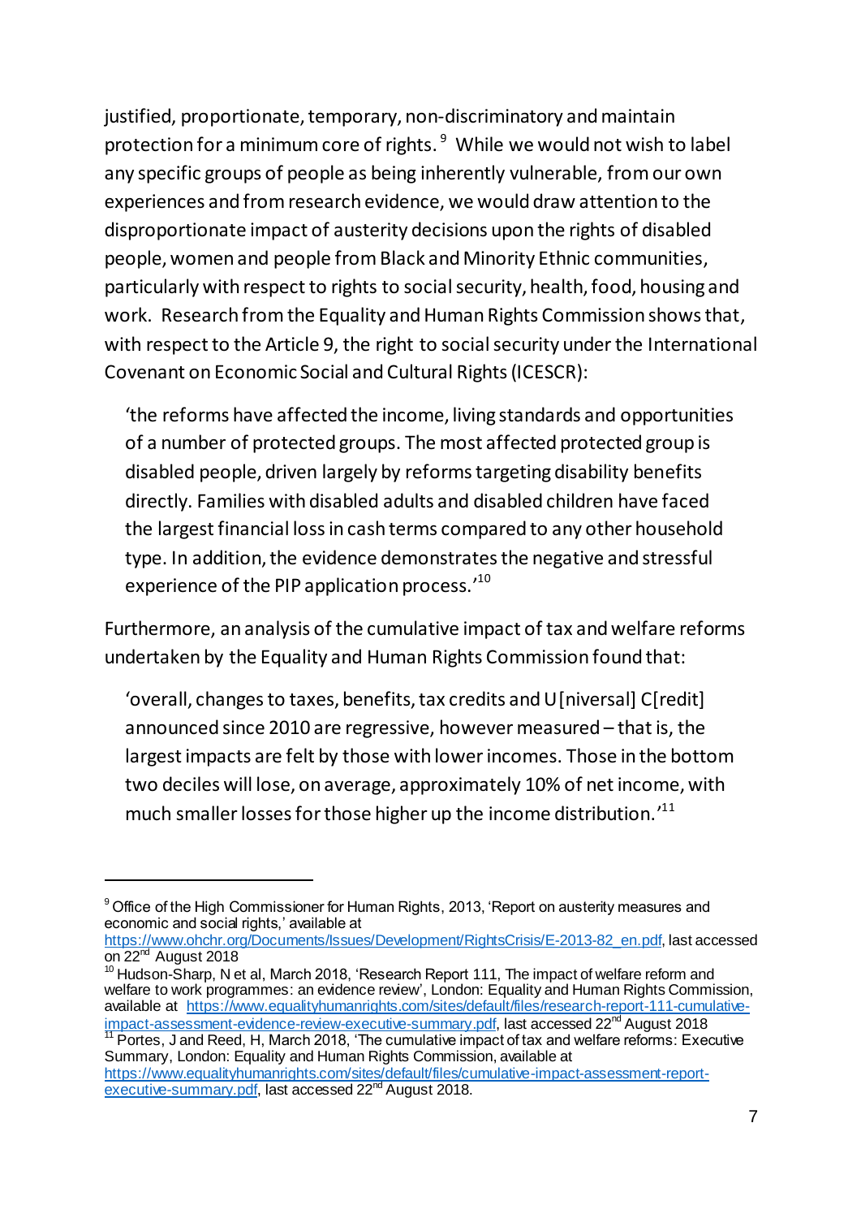justified, proportionate, temporary, non-discriminatory and maintain protection for a minimum core of rights.[9] While we would not wish to label any specific groups of people as being inherently vulnerable, from our own experiences and from research evidence, we would draw attention to the disproportionate impact of austerity decisions upon the rights of disabled people, women and people from Black and Minority Ethnic communities, particularly with respect to rights to social security, health, food, housing and work. Research from the Equality and Human Rights Commission shows that, with respect to the Article 9, the right to social security under the International Covenant on Economic Social and Cultural Rights (ICESCR):

> 'the reforms have affected the income, living standards and opportunities of a number of protected groups. The most affected protected group is disabled people, driven largely by reforms targeting disability benefits directly. Families with disabled adults and disabled children have faced the largest financial loss in cash terms compared to any other household type. In addition, the evidence demonstrates the negative and stressful experience of the PIP application process.'[10]

Furthermore, an analysis of the cumulative impact of tax and welfare reforms undertaken by the Equality and Human Rights Commission found that:

> 'overall, changes to taxes, benefits, tax credits and U[niversal] C[redit] announced since 2010 are regressive, however measured – that is, the largest impacts are felt by those with lower incomes. Those in the bottom two deciles will lose, on average, approximately 10% of net income, with much smaller losses for those higher up the income distribution.'[11]

---

[9] Office of the High Commissioner for Human Rights, 2013, 'Report on austerity measures and economic and social rights,' available at https://www.ohchr.org/Documents/Issues/Development/RightsCrisis/E-2013-82_en.pdf, last accessed on 22nd August 2018

[10] Hudson-Sharp, N et al, March 2018, 'Research Report 111, The impact of welfare reform and welfare to work programmes: an evidence review', London: Equality and Human Rights Commission, available at https://www.equalityhumanrights.com/sites/default/files/research-report-111-cumulative-impact-assessment-evidence-review-executive-summary.pdf, last accessed 22nd August 2018

[11] Portes, J and Reed, H, March 2018, 'The cumulative impact of tax and welfare reforms: Executive Summary, London: Equality and Human Rights Commission, available at https://www.equalityhumanrights.com/sites/default/files/cumulative-impact-assessment-report-executive-summary.pdf, last accessed 22nd August 2018.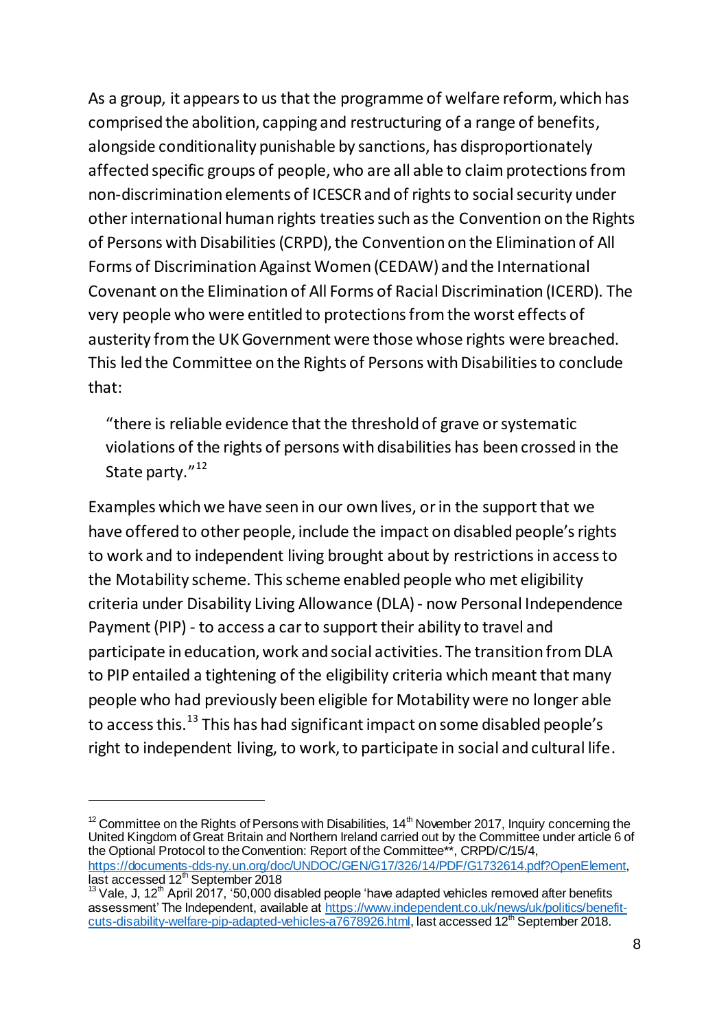As a group, it appears to us that the programme of welfare reform, which has comprised the abolition, capping and restructuring of a range of benefits, alongside conditionality punishable by sanctions, has disproportionately affected specific groups of people, who are all able to claim protections from non-discrimination elements of ICESCR and of rights to social security under other international human rights treaties such as the Convention on the Rights of Persons with Disabilities (CRPD), the Convention on the Elimination of All Forms of Discrimination Against Women (CEDAW) and the International Covenant on the Elimination of All Forms of Racial Discrimination (ICERD). The very people who were entitled to protections from the worst effects of austerity from the UK Government were those whose rights were breached. This led the Committee on the Rights of Persons with Disabilities to conclude that:

> "there is reliable evidence that the threshold of grave or systematic violations of the rights of persons with disabilities has been crossed in the State party."[12]

Examples which we have seen in our own lives, or in the support that we have offered to other people, include the impact on disabled people's rights to work and to independent living brought about by restrictions in access to the Motability scheme. This scheme enabled people who met eligibility criteria under Disability Living Allowance (DLA) - now Personal Independence Payment (PIP) - to access a car to support their ability to travel and participate in education, work and social activities. The transition from DLA to PIP entailed a tightening of the eligibility criteria which meant that many people who had previously been eligible for Motability were no longer able to access this.[13] This has had significant impact on some disabled people's right to independent living, to work, to participate in social and cultural life.

---

[12] Committee on the Rights of Persons with Disabilities, 14th November 2017, Inquiry concerning the United Kingdom of Great Britain and Northern Ireland carried out by the Committee under article 6 of the Optional Protocol to the Convention: Report of the Committee**, CRPD/C/15/4, https://documents-dds-ny.un.org/doc/UNDOC/GEN/G17/326/14/PDF/G1732614.pdf?OpenElement, last accessed 12th September 2018

[13] Vale, J, 12th April 2017, '50,000 disabled people 'have adapted vehicles removed after benefits assessment' The Independent, available at https://www.independent.co.uk/news/uk/politics/benefit-cuts-disability-welfare-pip-adapted-vehicles-a7678926.html, last accessed 12th September 2018.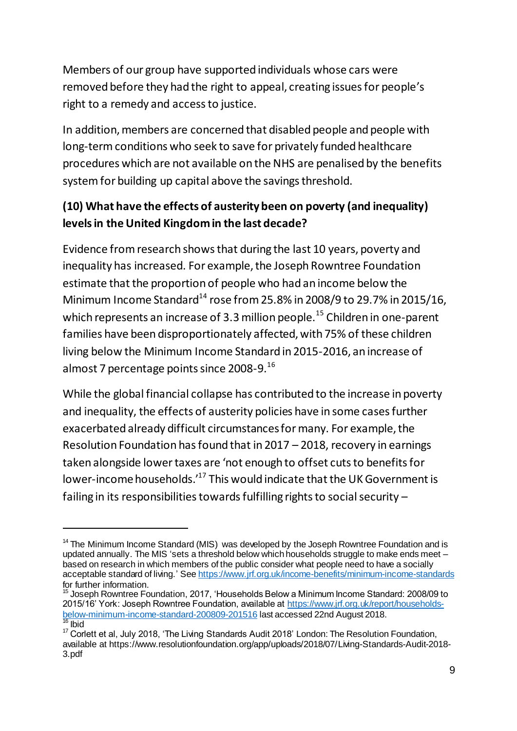Members of our group have supported individuals whose cars were removed before they had the right to appeal, creating issues for people's right to a remedy and access to justice.

In addition, members are concerned that disabled people and people with long-term conditions who seek to save for privately funded healthcare procedures which are not available on the NHS are penalised by the benefits system for building up capital above the savings threshold.

**(10) What have the effects of austerity been on poverty (and inequality) levels in the United Kingdom in the last decade?**

Evidence from research shows that during the last 10 years, poverty and inequality has increased. For example, the Joseph Rowntree Foundation estimate that the proportion of people who had an income below the Minimum Income Standard[14] rose from 25.8% in 2008/9 to 29.7% in 2015/16, which represents an increase of 3.3 million people.[15] Children in one-parent families have been disproportionately affected, with 75% of these children living below the Minimum Income Standard in 2015-2016, an increase of almost 7 percentage points since 2008-9.[16]

While the global financial collapse has contributed to the increase in poverty and inequality, the effects of austerity policies have in some cases further exacerbated already difficult circumstances for many. For example, the Resolution Foundation has found that in 2017 – 2018, recovery in earnings taken alongside lower taxes are 'not enough to offset cuts to benefits for lower-income households.'[17] This would indicate that the UK Government is failing in its responsibilities towards fulfilling rights to social security –

---

[14] The Minimum Income Standard (MIS) was developed by the Joseph Rowntree Foundation and is updated annually. The MIS 'sets a threshold below which households struggle to make ends meet – based on research in which members of the public consider what people need to have a socially acceptable standard of living.' See https://www.jrf.org.uk/income-benefits/minimum-income-standards for further information.

[15] Joseph Rowntree Foundation, 2017, 'Households Below a Minimum Income Standard: 2008/09 to 2015/16' York: Joseph Rowntree Foundation, available at https://www.jrf.org.uk/report/households-below-minimum-income-standard-200809-201516 last accessed 22nd August 2018.

[16] Ibid

[17] Corlett et al, July 2018, 'The Living Standards Audit 2018' London: The Resolution Foundation, available at https://www.resolutionfoundation.org/app/uploads/2018/07/Living-Standards-Audit-2018-3.pdf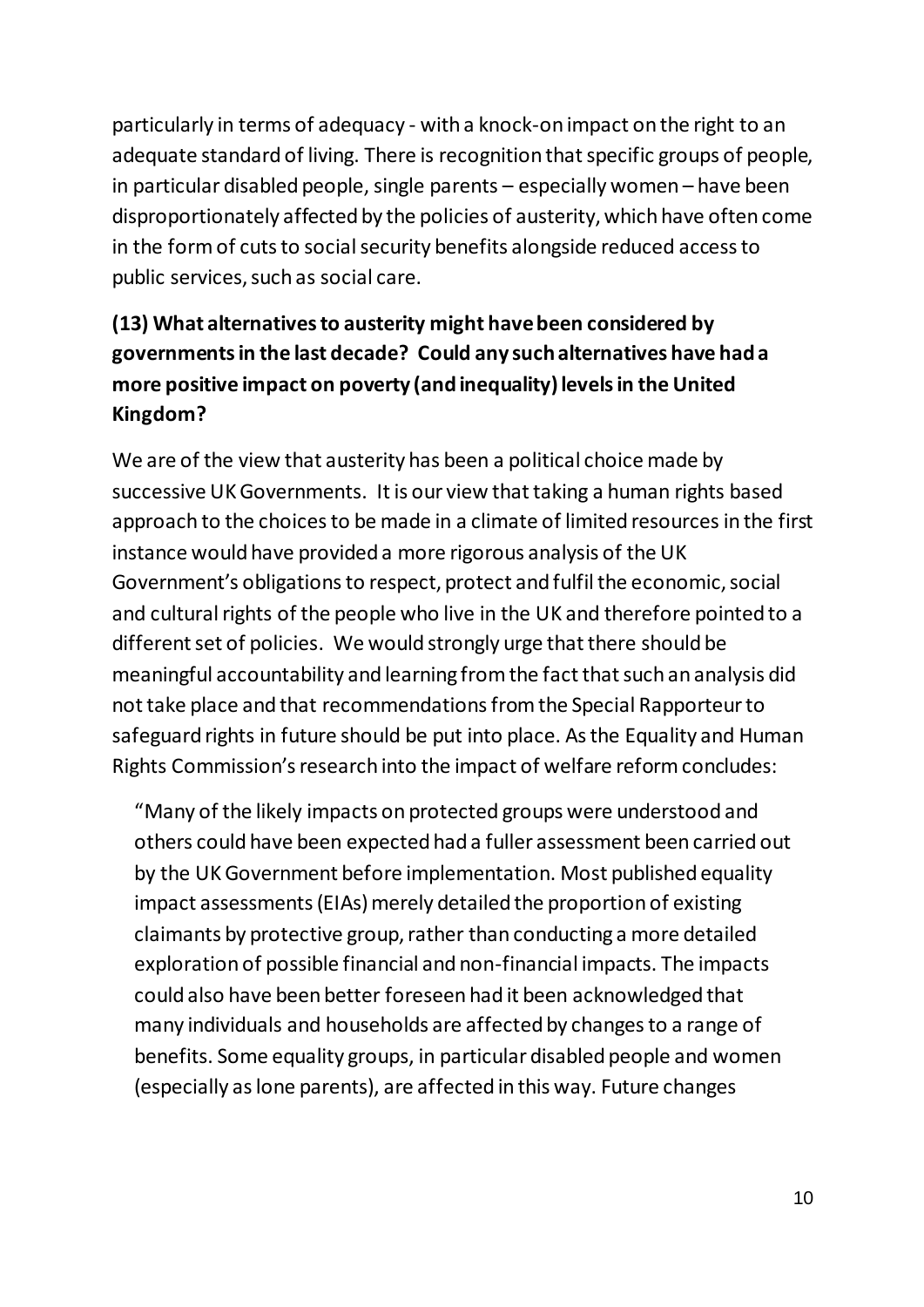particularly in terms of adequacy - with a knock-on impact on the right to an adequate standard of living. There is recognition that specific groups of people, in particular disabled people, single parents – especially women – have been disproportionately affected by the policies of austerity, which have often come in the form of cuts to social security benefits alongside reduced access to public services, such as social care.

**(13) What alternatives to austerity might have been considered by governments in the last decade? Could any such alternatives have had a more positive impact on poverty (and inequality) levels in the United Kingdom?**

We are of the view that austerity has been a political choice made by successive UK Governments. It is our view that taking a human rights based approach to the choices to be made in a climate of limited resources in the first instance would have provided a more rigorous analysis of the UK Government's obligations to respect, protect and fulfil the economic, social and cultural rights of the people who live in the UK and therefore pointed to a different set of policies. We would strongly urge that there should be meaningful accountability and learning from the fact that such an analysis did not take place and that recommendations from the Special Rapporteur to safeguard rights in future should be put into place. As the Equality and Human Rights Commission's research into the impact of welfare reform concludes:

> "Many of the likely impacts on protected groups were understood and others could have been expected had a fuller assessment been carried out by the UK Government before implementation. Most published equality impact assessments (EIAs) merely detailed the proportion of existing claimants by protective group, rather than conducting a more detailed exploration of possible financial and non-financial impacts. The impacts could also have been better foreseen had it been acknowledged that many individuals and households are affected by changes to a range of benefits. Some equality groups, in particular disabled people and women (especially as lone parents), are affected in this way. Future changes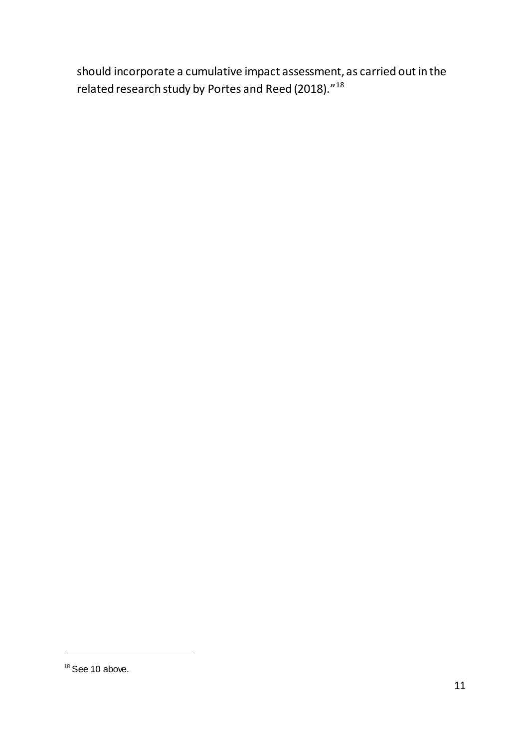should incorporate a cumulative impact assessment, as carried out in the related research study by Portes and Reed (2018)."[18]

[18] See 10 above.